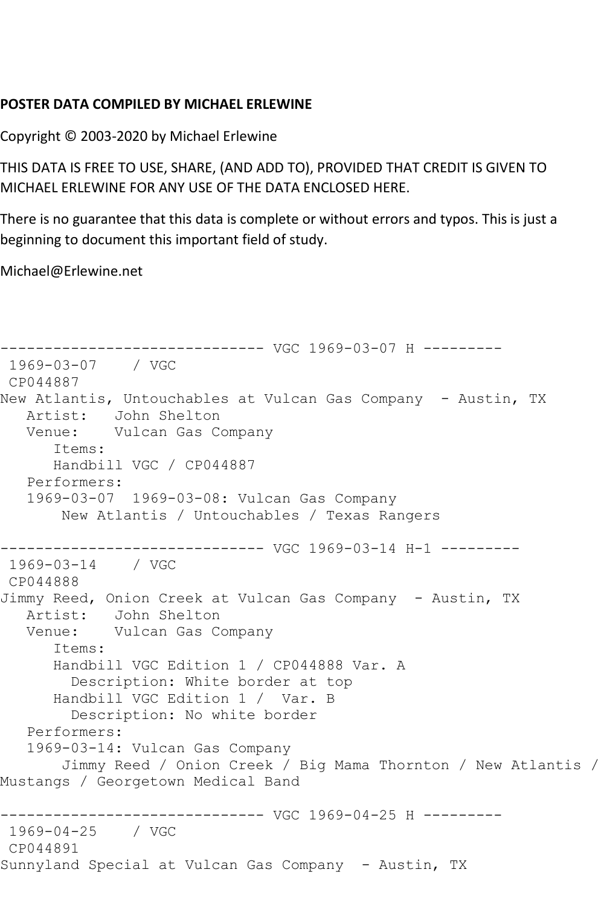**POSTER DATA COMPILED BY MICHAEL ERLEWINE**

Copyright © 2003-2020 by Michael Erlewine

THIS DATA IS FREE TO USE, SHARE, (AND ADD TO), PROVIDED THAT CREDIT IS GIVEN TO MICHAEL ERLEWINE FOR ANY USE OF THE DATA ENCLOSED HERE.

There is no guarantee that this data is complete or without errors and typos. This is just a beginning to document this important field of study.

Michael@Erlewine.net

```
------------------------------ VGC 1969-03-07 H ---------
 1969-03-07    / VGC
 CP044887
New Atlantis, Untouchables at Vulcan Gas Company  - Austin, TX
   Artist:   John Shelton
   Venue:    Vulcan Gas Company
      Items:
      Handbill VGC / CP044887
   Performers:
   1969-03-07  1969-03-08: Vulcan Gas Company
       New Atlantis / Untouchables / Texas Rangers

------------------------------ VGC 1969-03-14 H-1 ---------
 1969-03-14    / VGC
 CP044888
Jimmy Reed, Onion Creek at Vulcan Gas Company  - Austin, TX
   Artist:   John Shelton
   Venue:    Vulcan Gas Company
      Items:
      Handbill VGC Edition 1 / CP044888 Var. A
        Description: White border at top
      Handbill VGC Edition 1 /  Var. B
        Description: No white border
   Performers:
   1969-03-14: Vulcan Gas Company
       Jimmy Reed / Onion Creek / Big Mama Thornton / New Atlantis /
Mustangs / Georgetown Medical Band

------------------------------ VGC 1969-04-25 H ---------
 1969-04-25    / VGC
 CP044891
Sunnyland Special at Vulcan Gas Company  - Austin, TX
```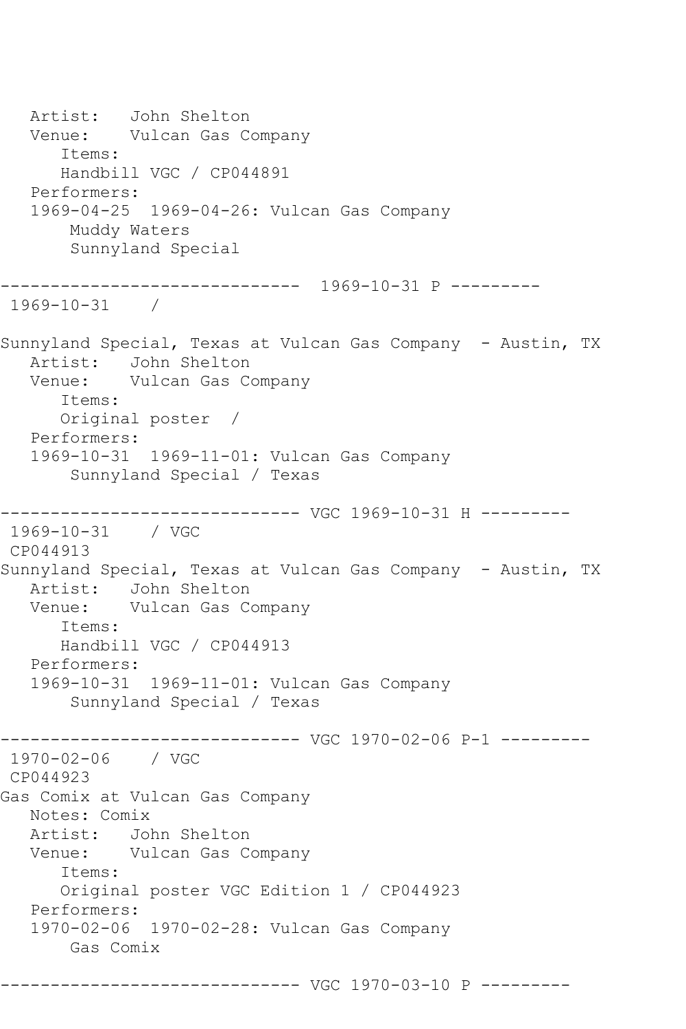```
   Artist:   John Shelton
   Venue:    Vulcan Gas Company
      Items:
      Handbill VGC / CP044891
   Performers:
   1969-04-25  1969-04-26: Vulcan Gas Company
       Muddy Waters
       Sunnyland Special

------------------------------  1969-10-31 P ---------
 1969-10-31    /

Sunnyland Special, Texas at Vulcan Gas Company  - Austin, TX
   Artist:   John Shelton
   Venue:    Vulcan Gas Company
      Items:
      Original poster  /
   Performers:
   1969-10-31  1969-11-01: Vulcan Gas Company
       Sunnyland Special / Texas

------------------------------ VGC 1969-10-31 H ---------
 1969-10-31    / VGC
 CP044913
Sunnyland Special, Texas at Vulcan Gas Company  - Austin, TX
   Artist:   John Shelton
   Venue:    Vulcan Gas Company
      Items:
      Handbill VGC / CP044913
   Performers:
   1969-10-31  1969-11-01: Vulcan Gas Company
       Sunnyland Special / Texas

------------------------------ VGC 1970-02-06 P-1 ---------
 1970-02-06    / VGC
 CP044923
Gas Comix at Vulcan Gas Company
   Notes: Comix
   Artist:   John Shelton
   Venue:    Vulcan Gas Company
      Items:
      Original poster VGC Edition 1 / CP044923
   Performers:
   1970-02-06  1970-02-28: Vulcan Gas Company
       Gas Comix

------------------------------ VGC 1970-03-10 P ---------
```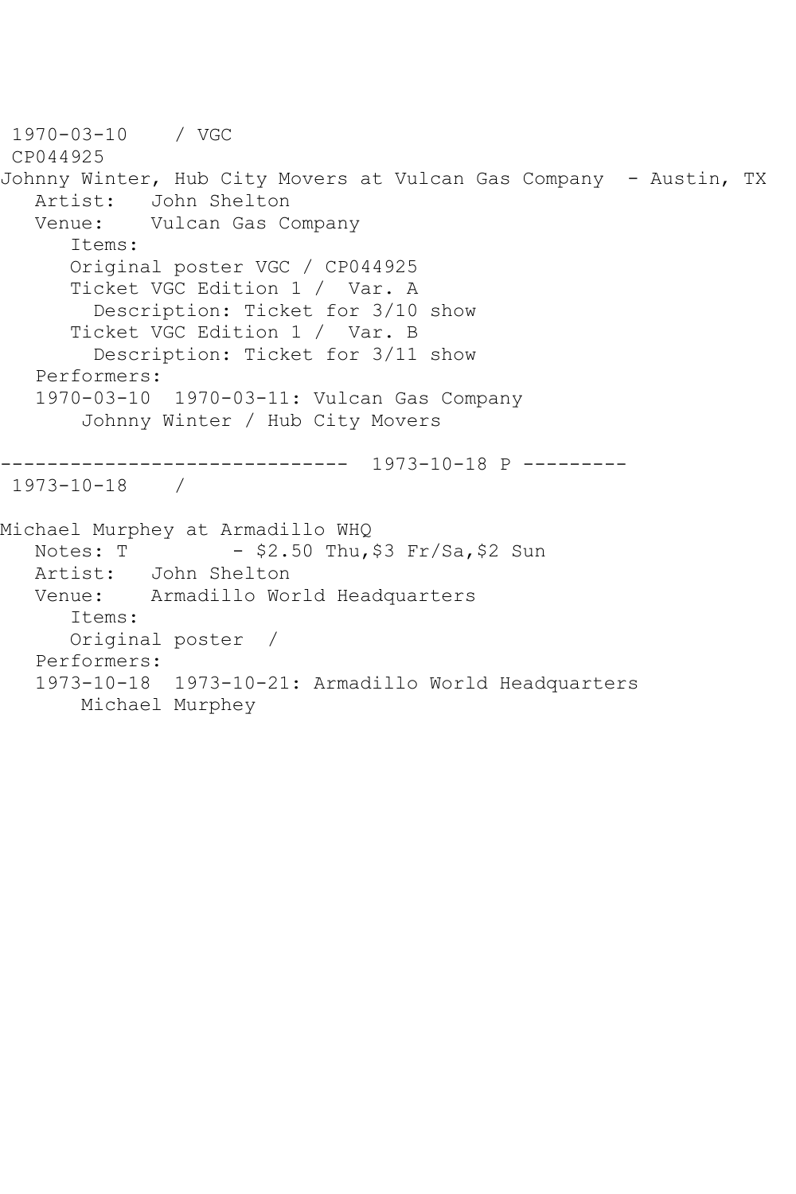1970-03-10 / VGC
CP044925
Johnny Winter, Hub City Movers at Vulcan Gas Company - Austin, TX
Artist: John Shelton
Venue: Vulcan Gas Company
Items:
Original poster VGC / CP044925
Ticket VGC Edition 1 / Var. A
Description: Ticket for 3/10 show
Ticket VGC Edition 1 / Var. B
Description: Ticket for 3/11 show
Performers:
1970-03-10 1970-03-11: Vulcan Gas Company
Johnny Winter / Hub City Movers

------------------------------ 1973-10-18 P ---------
1973-10-18 /

Michael Murphey at Armadillo WHQ
Notes: T - $2.50 Thu,$3 Fr/Sa,$2 Sun
Artist: John Shelton
Venue: Armadillo World Headquarters
Items:
Original poster /
Performers:
1973-10-18 1973-10-21: Armadillo World Headquarters
Michael Murphey